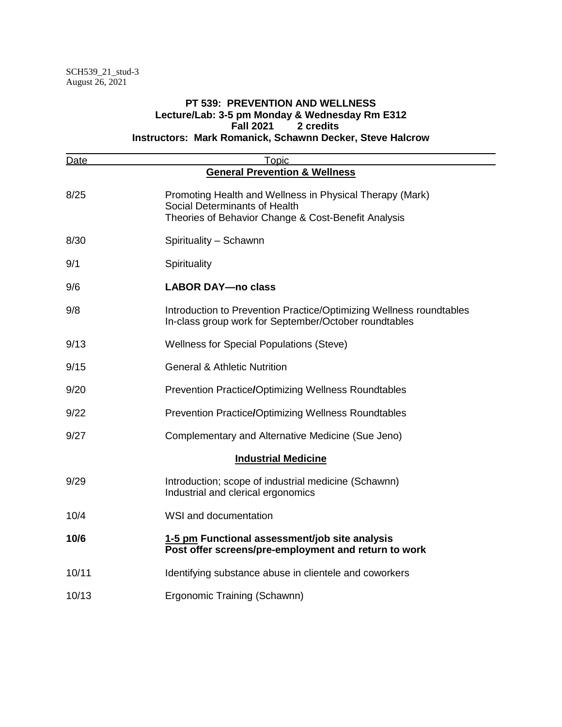SCH539_21_stud-3
August 26, 2021

# PT 539: PREVENTION AND WELLNESS

**Lecture/Lab: 3-5 pm Monday & Wednesday Rm E312**
**Fall 2021 2 credits**
**Instructors: Mark Romanick, Schawnn Decker, Steve Halcrow**

| Date | Topic |
|---|---|
| | **General Prevention & Wellness** |
| 8/25 | Promoting Health and Wellness in Physical Therapy (Mark)<br>Social Determinants of Health<br>Theories of Behavior Change & Cost-Benefit Analysis |
| 8/30 | Spirituality – Schawnn |
| 9/1 | Spirituality |
| 9/6 | **LABOR DAY—no class** |
| 9/8 | Introduction to Prevention Practice/Optimizing Wellness roundtables<br>In-class group work for September/October roundtables |
| 9/13 | Wellness for Special Populations (Steve) |
| 9/15 | General & Athletic Nutrition |
| 9/20 | Prevention Practice/Optimizing Wellness Roundtables |
| 9/22 | Prevention Practice/Optimizing Wellness Roundtables |
| 9/27 | Complementary and Alternative Medicine (Sue Jeno) |
| | **Industrial Medicine** |
| 9/29 | Introduction; scope of industrial medicine (Schawnn)<br>Industrial and clerical ergonomics |
| 10/4 | WSI and documentation |
| **10/6** | **1-5 pm Functional assessment/job site analysis**<br>**Post offer screens/pre-employment and return to work** |
| 10/11 | Identifying substance abuse in clientele and coworkers |
| 10/13 | Ergonomic Training (Schawnn) |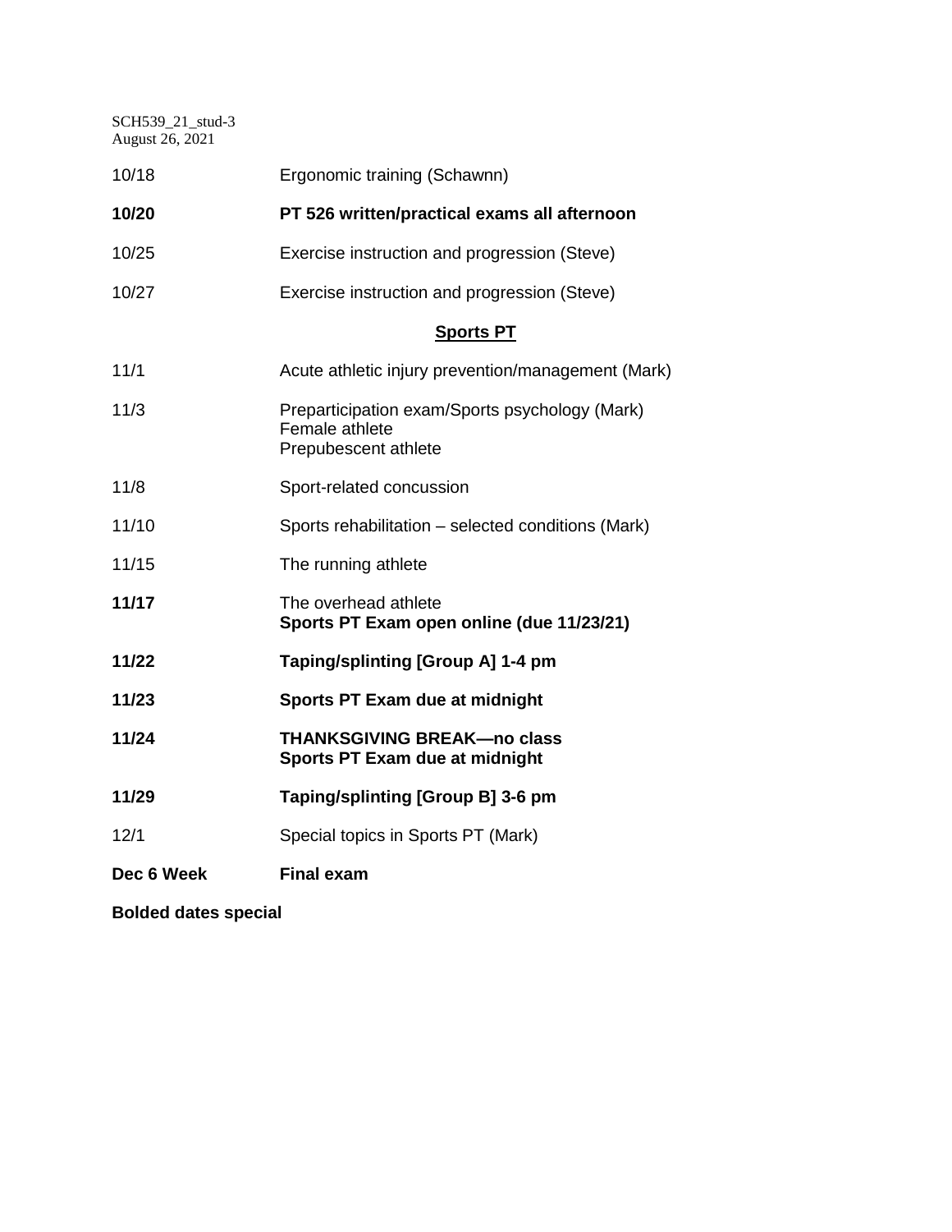| | |
|---|---|
| 10/18 | Ergonomic training (Schawnn) |
| **10/20** | **PT 526 written/practical exams all afternoon** |
| 10/25 | Exercise instruction and progression (Steve) |
| 10/27 | Exercise instruction and progression (Steve) |
| | **Sports PT** |
| 11/1 | Acute athletic injury prevention/management (Mark) |
| 11/3 | Preparticipation exam/Sports psychology (Mark)<br>Female athlete<br>Prepubescent athlete |
| 11/8 | Sport-related concussion |
| 11/10 | Sports rehabilitation – selected conditions (Mark) |
| 11/15 | The running athlete |
| **11/17** | The overhead athlete<br>**Sports PT Exam open online (due 11/23/21)** |
| **11/22** | **Taping/splinting [Group A] 1-4 pm** |
| **11/23** | **Sports PT Exam due at midnight** |
| **11/24** | **THANKSGIVING BREAK—no class**<br>**Sports PT Exam due at midnight** |
| **11/29** | **Taping/splinting [Group B] 3-6 pm** |
| 12/1 | Special topics in Sports PT (Mark) |
| **Dec 6 Week** | **Final exam** |

**Bolded dates special**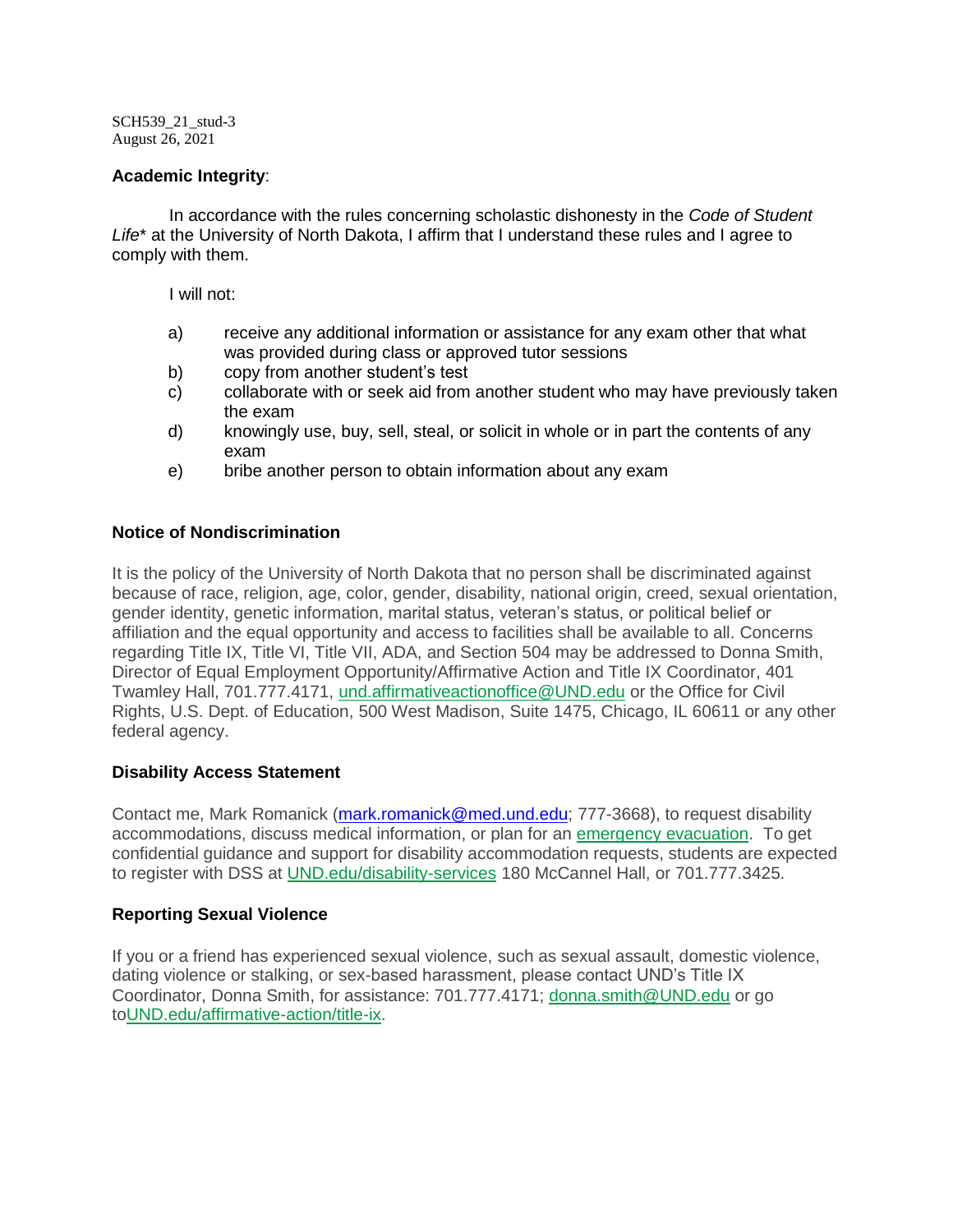SCH539_21_stud-3
August 26, 2021

**Academic Integrity**:

In accordance with the rules concerning scholastic dishonesty in the *Code of Student Life** at the University of North Dakota, I affirm that I understand these rules and I agree to comply with them.

I will not:

a) receive any additional information or assistance for any exam other that what was provided during class or approved tutor sessions
b) copy from another student's test
c) collaborate with or seek aid from another student who may have previously taken the exam
d) knowingly use, buy, sell, steal, or solicit in whole or in part the contents of any exam
e) bribe another person to obtain information about any exam

**Notice of Nondiscrimination**

It is the policy of the University of North Dakota that no person shall be discriminated against because of race, religion, age, color, gender, disability, national origin, creed, sexual orientation, gender identity, genetic information, marital status, veteran's status, or political belief or affiliation and the equal opportunity and access to facilities shall be available to all. Concerns regarding Title IX, Title VI, Title VII, ADA, and Section 504 may be addressed to Donna Smith, Director of Equal Employment Opportunity/Affirmative Action and Title IX Coordinator, 401 Twamley Hall, 701.777.4171, und.affirmativeactionoffice@UND.edu or the Office for Civil Rights, U.S. Dept. of Education, 500 West Madison, Suite 1475, Chicago, IL 60611 or any other federal agency.

**Disability Access Statement**

Contact me, Mark Romanick (mark.romanick@med.und.edu; 777-3668), to request disability accommodations, discuss medical information, or plan for an emergency evacuation. To get confidential guidance and support for disability accommodation requests, students are expected to register with DSS at UND.edu/disability-services 180 McCannel Hall, or 701.777.3425.

**Reporting Sexual Violence**

If you or a friend has experienced sexual violence, such as sexual assault, domestic violence, dating violence or stalking, or sex-based harassment, please contact UND's Title IX Coordinator, Donna Smith, for assistance: 701.777.4171; donna.smith@UND.edu or go toUND.edu/affirmative-action/title-ix.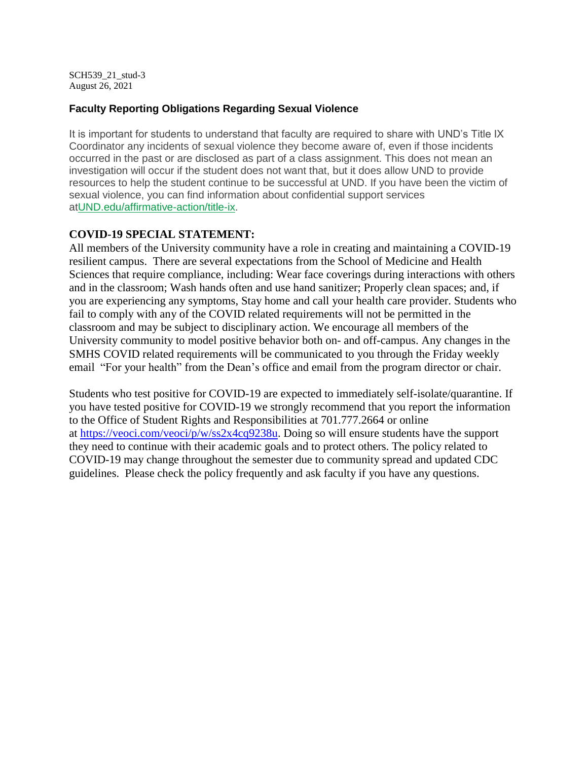SCH539_21_stud-3
August 26, 2021

### Faculty Reporting Obligations Regarding Sexual Violence

It is important for students to understand that faculty are required to share with UND's Title IX Coordinator any incidents of sexual violence they become aware of, even if those incidents occurred in the past or are disclosed as part of a class assignment. This does not mean an investigation will occur if the student does not want that, but it does allow UND to provide resources to help the student continue to be successful at UND. If you have been the victim of sexual violence, you can find information about confidential support services atUND.edu/affirmative-action/title-ix.

### COVID-19 SPECIAL STATEMENT:

All members of the University community have a role in creating and maintaining a COVID-19 resilient campus. There are several expectations from the School of Medicine and Health Sciences that require compliance, including: Wear face coverings during interactions with others and in the classroom; Wash hands often and use hand sanitizer; Properly clean spaces; and, if you are experiencing any symptoms, Stay home and call your health care provider. Students who fail to comply with any of the COVID related requirements will not be permitted in the classroom and may be subject to disciplinary action. We encourage all members of the University community to model positive behavior both on- and off-campus. Any changes in the SMHS COVID related requirements will be communicated to you through the Friday weekly email "For your health" from the Dean's office and email from the program director or chair.

Students who test positive for COVID-19 are expected to immediately self-isolate/quarantine. If you have tested positive for COVID-19 we strongly recommend that you report the information to the Office of Student Rights and Responsibilities at 701.777.2664 or online at https://veoci.com/veoci/p/w/ss2x4cq9238u. Doing so will ensure students have the support they need to continue with their academic goals and to protect others. The policy related to COVID-19 may change throughout the semester due to community spread and updated CDC guidelines. Please check the policy frequently and ask faculty if you have any questions.